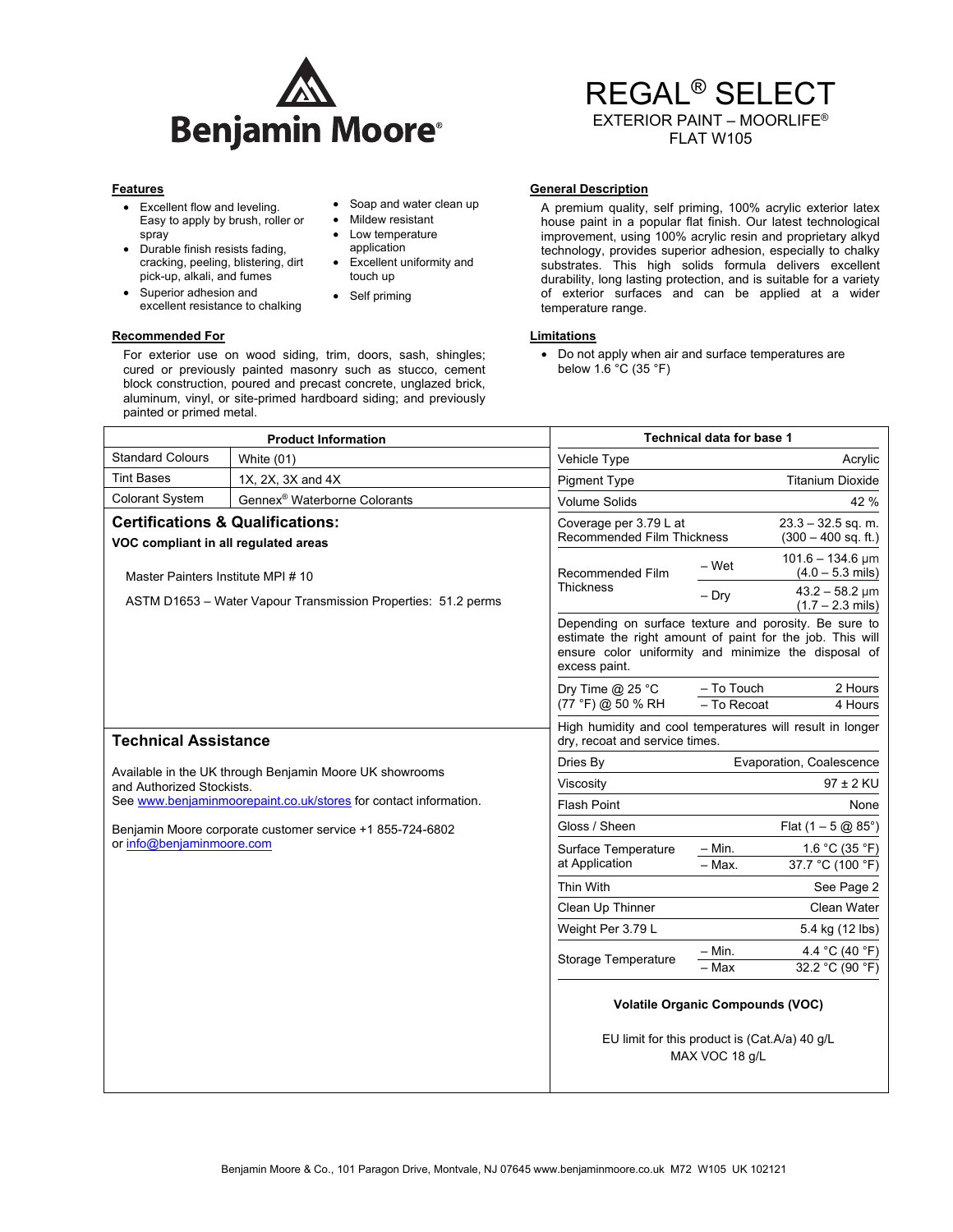Benjamin Moore

# REGAL® SELECT

EXTERIOR PAINT – MOORLIFE®
FLAT W105

## Features

- Excellent flow and leveling. Easy to apply by brush, roller or spray
- Durable finish resists fading, cracking, peeling, blistering, dirt pick-up, alkali, and fumes
- Superior adhesion and excellent resistance to chalking
- Soap and water clean up
- Mildew resistant
- Low temperature application
- Excellent uniformity and touch up
- Self priming

## General Description

A premium quality, self priming, 100% acrylic exterior latex house paint in a popular flat finish. Our latest technological improvement, using 100% acrylic resin and proprietary alkyd technology, provides superior adhesion, especially to chalky substrates. This high solids formula delivers excellent durability, long lasting protection, and is suitable for a variety of exterior surfaces and can be applied at a wider temperature range.

## Recommended For

For exterior use on wood siding, trim, doors, sash, shingles; cured or previously painted masonry such as stucco, cement block construction, poured and precast concrete, unglazed brick, aluminum, vinyl, or site-primed hardboard siding; and previously painted or primed metal.

## Limitations

- Do not apply when air and surface temperatures are below 1.6 °C (35 °F)

## Product Information

| Product Information | |
|---|---|
| Standard Colours | White (01) |
| Tint Bases | 1X, 2X, 3X and 4X |
| Colorant System | Gennex® Waterborne Colorants |

## Certifications & Qualifications:

**VOC compliant in all regulated areas**

Master Painters Institute MPI # 10

ASTM D1653 – Water Vapour Transmission Properties: 51.2 perms

## Technical Assistance

Available in the UK through Benjamin Moore UK showrooms and Authorized Stockists.
See www.benjaminmoorepaint.co.uk/stores for contact information.

Benjamin Moore corporate customer service +1 855-724-6802 or info@benjaminmoore.com

## Technical data for base 1

| Property | | Value |
|---|---|---|
| Vehicle Type | | Acrylic |
| Pigment Type | | Titanium Dioxide |
| Volume Solids | | 42 % |
| Coverage per 3.79 L at Recommended Film Thickness | | 23.3 – 32.5 sq. m. (300 – 400 sq. ft.) |
| Recommended Film Thickness | – Wet | 101.6 – 134.6 µm (4.0 – 5.3 mils) |
| | – Dry | 43.2 – 58.2 µm (1.7 – 2.3 mils) |

Depending on surface texture and porosity. Be sure to estimate the right amount of paint for the job. This will ensure color uniformity and minimize the disposal of excess paint.

| Property | | Value |
|---|---|---|
| Dry Time @ 25 °C (77 °F) @ 50 % RH | – To Touch | 2 Hours |
| | – To Recoat | 4 Hours |

High humidity and cool temperatures will result in longer dry, recoat and service times.

| Property | | Value |
|---|---|---|
| Dries By | | Evaporation, Coalescence |
| Viscosity | | 97 ± 2 KU |
| Flash Point | | None |
| Gloss / Sheen | | Flat (1 – 5 @ 85°) |
| Surface Temperature at Application | – Min. | 1.6 °C (35 °F) |
| | – Max. | 37.7 °C (100 °F) |
| Thin With | | See Page 2 |
| Clean Up Thinner | | Clean Water |
| Weight Per 3.79 L | | 5.4 kg (12 lbs) |
| Storage Temperature | – Min. | 4.4 °C (40 °F) |
| | – Max | 32.2 °C (90 °F) |

**Volatile Organic Compounds (VOC)**

EU limit for this product is (Cat.A/a) 40 g/L
MAX VOC 18 g/L

Benjamin Moore & Co., 101 Paragon Drive, Montvale, NJ 07645 www.benjaminmoore.co.uk M72 W105 UK 102121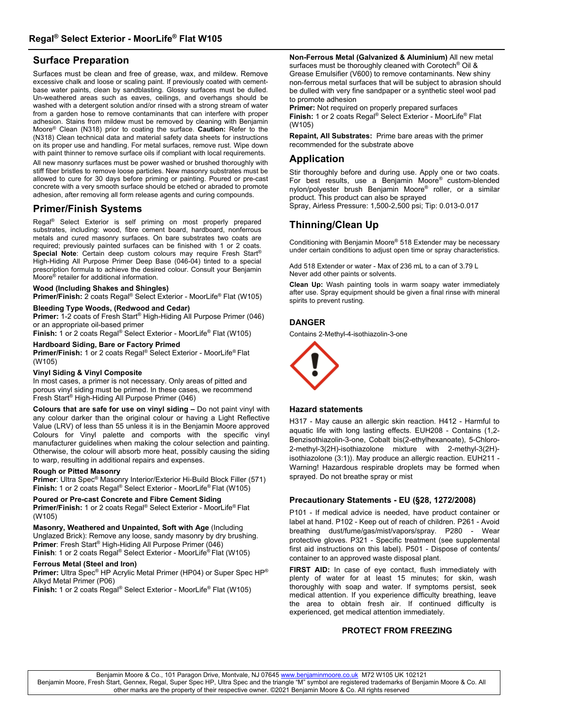## Regal® Select Exterior - MoorLife® Flat W105

## Surface Preparation

Surfaces must be clean and free of grease, wax, and mildew. Remove excessive chalk and loose or scaling paint. If previously coated with cement-base water paints, clean by sandblasting. Glossy surfaces must be dulled. Un-weathered areas such as eaves, ceilings, and overhangs should be washed with a detergent solution and/or rinsed with a strong stream of water from a garden hose to remove contaminants that can interfere with proper adhesion. Stains from mildew must be removed by cleaning with Benjamin Moore® Clean (N318) prior to coating the surface. **Caution:** Refer to the (N318) Clean technical data and material safety data sheets for instructions on its proper use and handling. For metal surfaces, remove rust. Wipe down with paint thinner to remove surface oils if compliant with local requirements.

All new masonry surfaces must be power washed or brushed thoroughly with stiff fiber bristles to remove loose particles. New masonry substrates must be allowed to cure for 30 days before priming or painting. Poured or pre-cast concrete with a very smooth surface should be etched or abraded to promote adhesion, after removing all form release agents and curing compounds.

## Primer/Finish Systems

Regal® Select Exterior is self priming on most properly prepared substrates, including: wood, fibre cement board, hardboard, nonferrous metals and cured masonry surfaces. On bare substrates two coats are required; previously painted surfaces can be finished with 1 or 2 coats. **Special Note**: Certain deep custom colours may require Fresh Start® High-Hiding All Purpose Primer Deep Base (046-04) tinted to a special prescription formula to achieve the desired colour. Consult your Benjamin Moore® retailer for additional information.

**Wood (Including Shakes and Shingles)**
**Primer/Finish:** 2 coats Regal® Select Exterior - MoorLife® Flat (W105)

**Bleeding Type Woods, (Redwood and Cedar)**
**Primer:** 1-2 coats of Fresh Start® High-Hiding All Purpose Primer (046) or an appropriate oil-based primer
**Finish:** 1 or 2 coats Regal® Select Exterior - MoorLife® Flat (W105)

**Hardboard Siding, Bare or Factory Primed**
**Primer/Finish:** 1 or 2 coats Regal® Select Exterior - MoorLife® Flat (W105)

**Vinyl Siding & Vinyl Composite**
In most cases, a primer is not necessary. Only areas of pitted and porous vinyl siding must be primed. In these cases, we recommend Fresh Start® High-Hiding All Purpose Primer (046)

**Colours that are safe for use on vinyl siding –** Do not paint vinyl with any colour darker than the original colour or having a Light Reflective Value (LRV) of less than 55 unless it is in the Benjamin Moore approved Colours for Vinyl palette and comports with the specific vinyl manufacturer guidelines when making the colour selection and painting. Otherwise, the colour will absorb more heat, possibly causing the siding to warp, resulting in additional repairs and expenses.

**Rough or Pitted Masonry**
**Primer**: Ultra Spec® Masonry Interior/Exterior Hi-Build Block Filler (571)
**Finish:** 1 or 2 coats Regal® Select Exterior - MoorLife® Flat (W105)

**Poured or Pre-cast Concrete and Fibre Cement Siding**
**Primer/Finish:** 1 or 2 coats Regal® Select Exterior - MoorLife® Flat (W105)

**Masonry, Weathered and Unpainted, Soft with Age** (Including Unglazed Brick): Remove any loose, sandy masonry by dry brushing.
**Primer**: Fresh Start® High-Hiding All Purpose Primer (046)
**Finish**: 1 or 2 coats Regal® Select Exterior - MoorLife® Flat (W105)

**Ferrous Metal (Steel and Iron)**
**Primer:** Ultra Spec® HP Acrylic Metal Primer (HP04) or Super Spec HP® Alkyd Metal Primer (P06)
**Finish:** 1 or 2 coats Regal® Select Exterior - MoorLife® Flat (W105)

**Non-Ferrous Metal (Galvanized & Aluminium)** All new metal surfaces must be thoroughly cleaned with Corotech® Oil & Grease Emulsifier (V600) to remove contaminants. New shiny non-ferrous metal surfaces that will be subject to abrasion should be dulled with very fine sandpaper or a synthetic steel wool pad to promote adhesion
**Primer:** Not required on properly prepared surfaces
**Finish:** 1 or 2 coats Regal® Select Exterior - MoorLife® Flat (W105)

**Repaint, All Substrates:** Prime bare areas with the primer recommended for the substrate above

## Application

Stir thoroughly before and during use. Apply one or two coats. For best results, use a Benjamin Moore® custom-blended nylon/polyester brush Benjamin Moore® roller, or a similar product. This product can also be sprayed
Spray, Airless Pressure: 1,500-2,500 psi; Tip: 0.013-0.017

## Thinning/Clean Up

Conditioning with Benjamin Moore® 518 Extender may be necessary under certain conditions to adjust open time or spray characteristics.

Add 518 Extender or water - Max of 236 mL to a can of 3.79 L
Never add other paints or solvents.

**Clean Up:** Wash painting tools in warm soapy water immediately after use. Spray equipment should be given a final rinse with mineral spirits to prevent rusting.

### DANGER

Contains 2-Methyl-4-isothiazolin-3-one

### Hazard statements

H317 - May cause an allergic skin reaction. H412 - Harmful to aquatic life with long lasting effects. EUH208 - Contains (1,2-Benzisothiazolin-3-one, Cobalt bis(2-ethylhexanoate), 5-Chloro-2-methyl-3(2H)-isothiazolone mixture with 2-methyl-3(2H)-isothiazolone (3:1)). May produce an allergic reaction. EUH211 - Warning! Hazardous respirable droplets may be formed when sprayed. Do not breathe spray or mist

### Precautionary Statements - EU (§28, 1272/2008)

P101 - If medical advice is needed, have product container or label at hand. P102 - Keep out of reach of children. P261 - Avoid breathing dust/fume/gas/mist/vapors/spray. P280 - Wear protective gloves. P321 - Specific treatment (see supplemental first aid instructions on this label). P501 - Dispose of contents/ container to an approved waste disposal plant.

**FIRST AID:** In case of eye contact, flush immediately with plenty of water for at least 15 minutes; for skin, wash thoroughly with soap and water. If symptoms persist, seek medical attention. If you experience difficulty breathing, leave the area to obtain fresh air. If continued difficulty is experienced, get medical attention immediately.

**PROTECT FROM FREEZING**

Benjamin Moore & Co., 101 Paragon Drive, Montvale, NJ 07645 www.benjaminmoore.co.uk M72 W105 UK 102121
Benjamin Moore, Fresh Start, Gennex, Regal, Super Spec HP, Ultra Spec and the triangle "M" symbol are registered trademarks of Benjamin Moore & Co. All other marks are the property of their respective owner. ©2021 Benjamin Moore & Co. All rights reserved